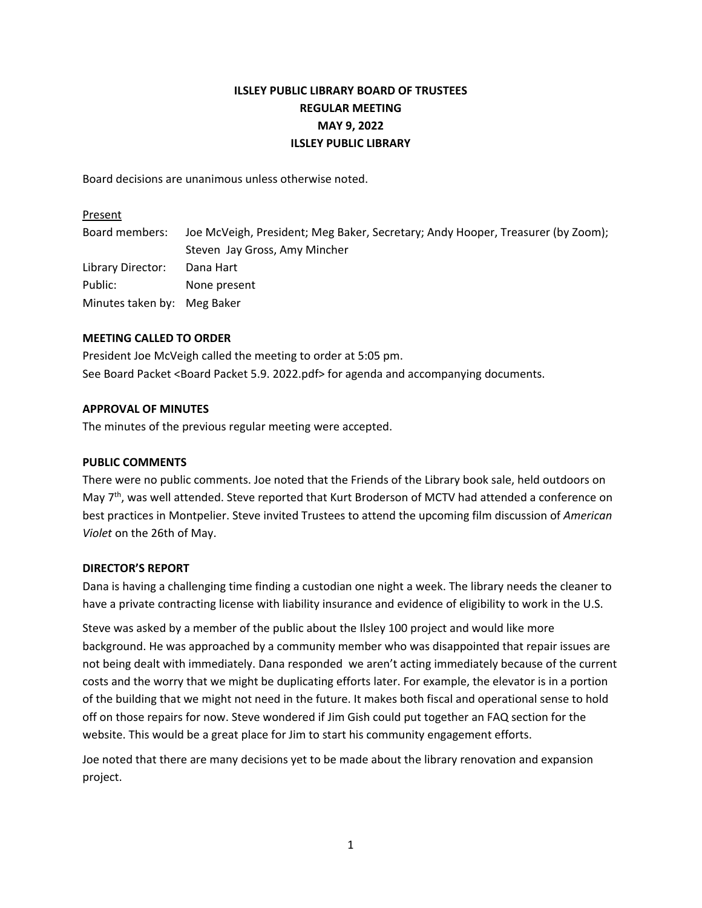**ILSLEY PUBLIC LIBRARY BOARD OF TRUSTEES**
**REGULAR MEETING**
**MAY 9, 2022**
**ILSLEY PUBLIC LIBRARY**

Board decisions are unanimous unless otherwise noted.

Present

| | |
|---|---|
| Board members: | Joe McVeigh, President; Meg Baker, Secretary; Andy Hooper, Treasurer (by Zoom); Steven Jay Gross, Amy Mincher |
| Library Director: | Dana Hart |
| Public: | None present |
| Minutes taken by: | Meg Baker |

**MEETING CALLED TO ORDER**

President Joe McVeigh called the meeting to order at 5:05 pm.
See Board Packet <Board Packet 5.9. 2022.pdf> for agenda and accompanying documents.

**APPROVAL OF MINUTES**

The minutes of the previous regular meeting were accepted.

**PUBLIC COMMENTS**

There were no public comments. Joe noted that the Friends of the Library book sale, held outdoors on May 7th, was well attended. Steve reported that Kurt Broderson of MCTV had attended a conference on best practices in Montpelier. Steve invited Trustees to attend the upcoming film discussion of *American Violet* on the 26th of May.

**DIRECTOR'S REPORT**

Dana is having a challenging time finding a custodian one night a week. The library needs the cleaner to have a private contracting license with liability insurance and evidence of eligibility to work in the U.S.

Steve was asked by a member of the public about the Ilsley 100 project and would like more background. He was approached by a community member who was disappointed that repair issues are not being dealt with immediately. Dana responded we aren't acting immediately because of the current costs and the worry that we might be duplicating efforts later. For example, the elevator is in a portion of the building that we might not need in the future. It makes both fiscal and operational sense to hold off on those repairs for now. Steve wondered if Jim Gish could put together an FAQ section for the website. This would be a great place for Jim to start his community engagement efforts.

Joe noted that there are many decisions yet to be made about the library renovation and expansion project.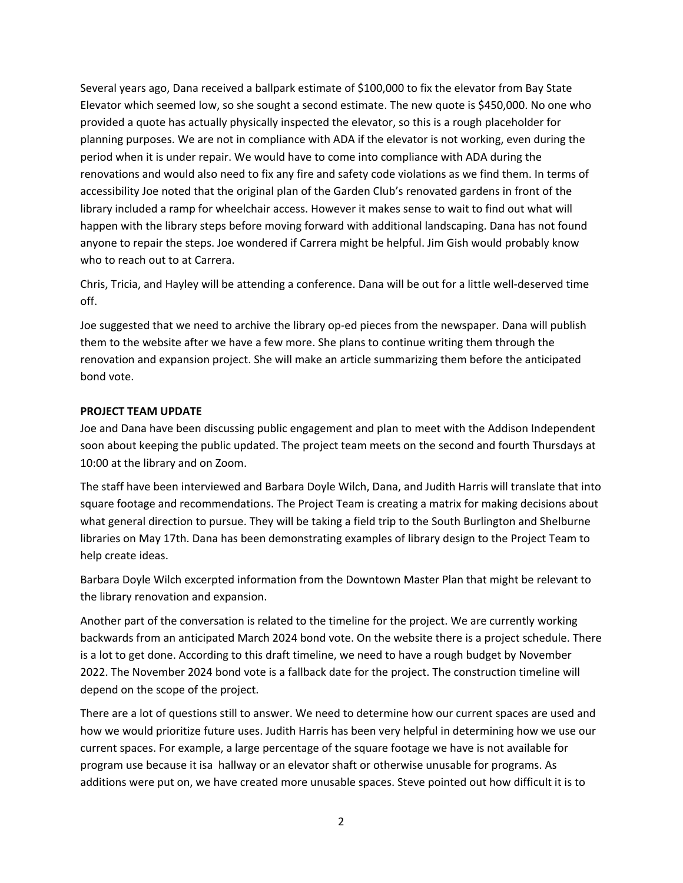Several years ago, Dana received a ballpark estimate of $100,000 to fix the elevator from Bay State Elevator which seemed low, so she sought a second estimate. The new quote is $450,000. No one who provided a quote has actually physically inspected the elevator, so this is a rough placeholder for planning purposes. We are not in compliance with ADA if the elevator is not working, even during the period when it is under repair. We would have to come into compliance with ADA during the renovations and would also need to fix any fire and safety code violations as we find them. In terms of accessibility Joe noted that the original plan of the Garden Club's renovated gardens in front of the library included a ramp for wheelchair access. However it makes sense to wait to find out what will happen with the library steps before moving forward with additional landscaping. Dana has not found anyone to repair the steps. Joe wondered if Carrera might be helpful. Jim Gish would probably know who to reach out to at Carrera.

Chris, Tricia, and Hayley will be attending a conference. Dana will be out for a little well-deserved time off.

Joe suggested that we need to archive the library op-ed pieces from the newspaper. Dana will publish them to the website after we have a few more. She plans to continue writing them through the renovation and expansion project. She will make an article summarizing them before the anticipated bond vote.

**PROJECT TEAM UPDATE**

Joe and Dana have been discussing public engagement and plan to meet with the Addison Independent soon about keeping the public updated. The project team meets on the second and fourth Thursdays at 10:00 at the library and on Zoom.

The staff have been interviewed and Barbara Doyle Wilch, Dana, and Judith Harris will translate that into square footage and recommendations. The Project Team is creating a matrix for making decisions about what general direction to pursue. They will be taking a field trip to the South Burlington and Shelburne libraries on May 17th. Dana has been demonstrating examples of library design to the Project Team to help create ideas.

Barbara Doyle Wilch excerpted information from the Downtown Master Plan that might be relevant to the library renovation and expansion.

Another part of the conversation is related to the timeline for the project. We are currently working backwards from an anticipated March 2024 bond vote. On the website there is a project schedule. There is a lot to get done. According to this draft timeline, we need to have a rough budget by November 2022. The November 2024 bond vote is a fallback date for the project. The construction timeline will depend on the scope of the project.

There are a lot of questions still to answer. We need to determine how our current spaces are used and how we would prioritize future uses. Judith Harris has been very helpful in determining how we use our current spaces. For example, a large percentage of the square footage we have is not available for program use because it isa  hallway or an elevator shaft or otherwise unusable for programs. As additions were put on, we have created more unusable spaces. Steve pointed out how difficult it is to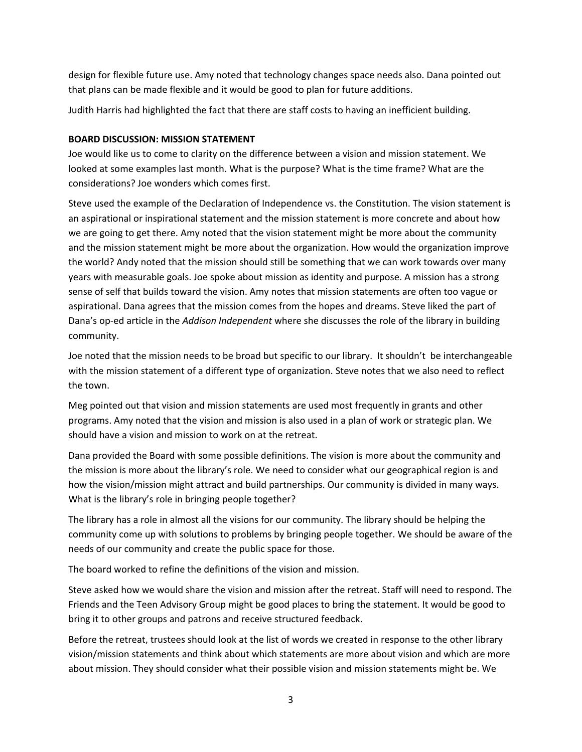design for flexible future use. Amy noted that technology changes space needs also. Dana pointed out that plans can be made flexible and it would be good to plan for future additions.

Judith Harris had highlighted the fact that there are staff costs to having an inefficient building.

**BOARD DISCUSSION: MISSION STATEMENT**

Joe would like us to come to clarity on the difference between a vision and mission statement. We looked at some examples last month. What is the purpose? What is the time frame? What are the considerations? Joe wonders which comes first.

Steve used the example of the Declaration of Independence vs. the Constitution. The vision statement is an aspirational or inspirational statement and the mission statement is more concrete and about how we are going to get there. Amy noted that the vision statement might be more about the community and the mission statement might be more about the organization. How would the organization improve the world? Andy noted that the mission should still be something that we can work towards over many years with measurable goals. Joe spoke about mission as identity and purpose. A mission has a strong sense of self that builds toward the vision. Amy notes that mission statements are often too vague or aspirational. Dana agrees that the mission comes from the hopes and dreams. Steve liked the part of Dana's op-ed article in the *Addison Independent* where she discusses the role of the library in building community.

Joe noted that the mission needs to be broad but specific to our library. It shouldn't be interchangeable with the mission statement of a different type of organization. Steve notes that we also need to reflect the town.

Meg pointed out that vision and mission statements are used most frequently in grants and other programs. Amy noted that the vision and mission is also used in a plan of work or strategic plan. We should have a vision and mission to work on at the retreat.

Dana provided the Board with some possible definitions. The vision is more about the community and the mission is more about the library's role. We need to consider what our geographical region is and how the vision/mission might attract and build partnerships. Our community is divided in many ways. What is the library's role in bringing people together?

The library has a role in almost all the visions for our community. The library should be helping the community come up with solutions to problems by bringing people together. We should be aware of the needs of our community and create the public space for those.

The board worked to refine the definitions of the vision and mission.

Steve asked how we would share the vision and mission after the retreat. Staff will need to respond. The Friends and the Teen Advisory Group might be good places to bring the statement. It would be good to bring it to other groups and patrons and receive structured feedback.

Before the retreat, trustees should look at the list of words we created in response to the other library vision/mission statements and think about which statements are more about vision and which are more about mission. They should consider what their possible vision and mission statements might be. We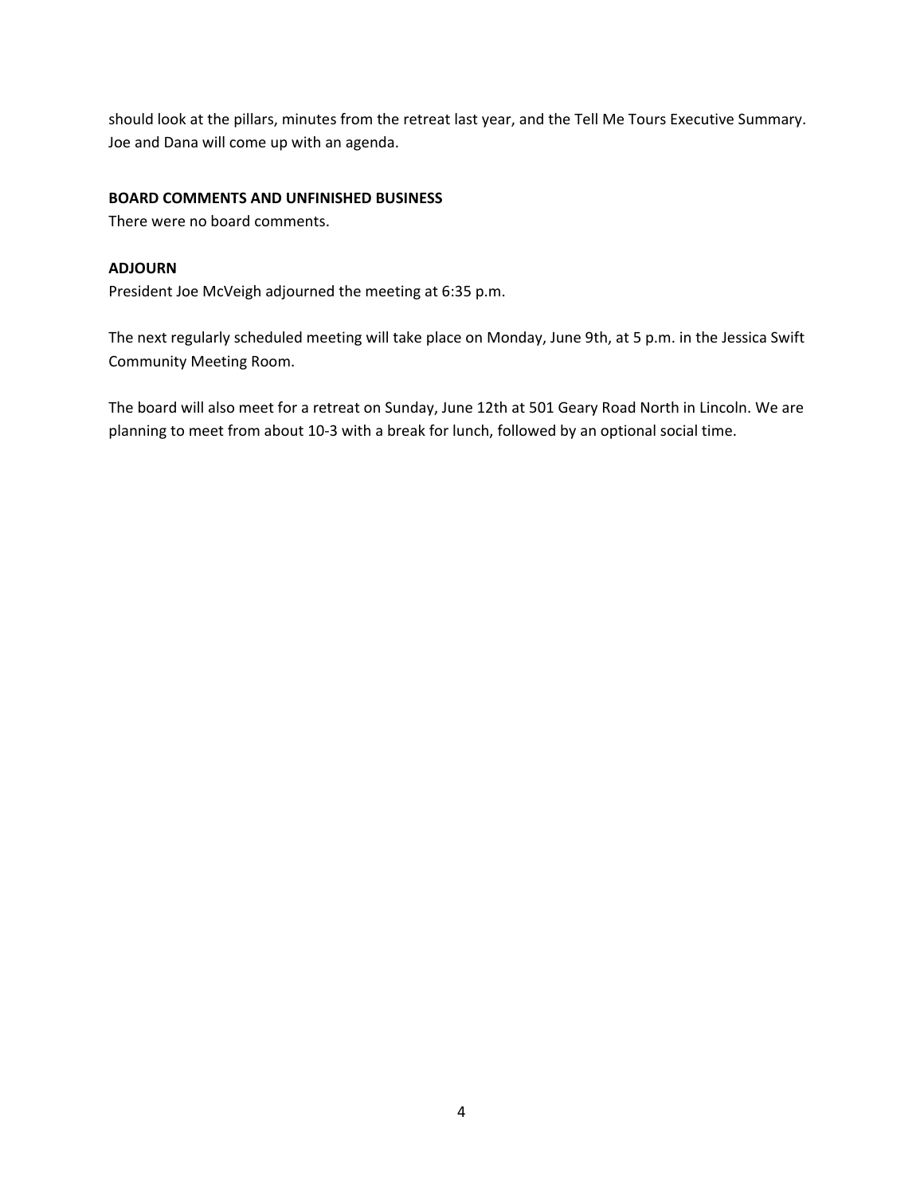should look at the pillars, minutes from the retreat last year, and the Tell Me Tours Executive Summary. Joe and Dana will come up with an agenda.

**BOARD COMMENTS AND UNFINISHED BUSINESS**

There were no board comments.

**ADJOURN**

President Joe McVeigh adjourned the meeting at 6:35 p.m.

The next regularly scheduled meeting will take place on Monday, June 9th, at 5 p.m. in the Jessica Swift Community Meeting Room.

The board will also meet for a retreat on Sunday, June 12th at 501 Geary Road North in Lincoln. We are planning to meet from about 10-3 with a break for lunch, followed by an optional social time.